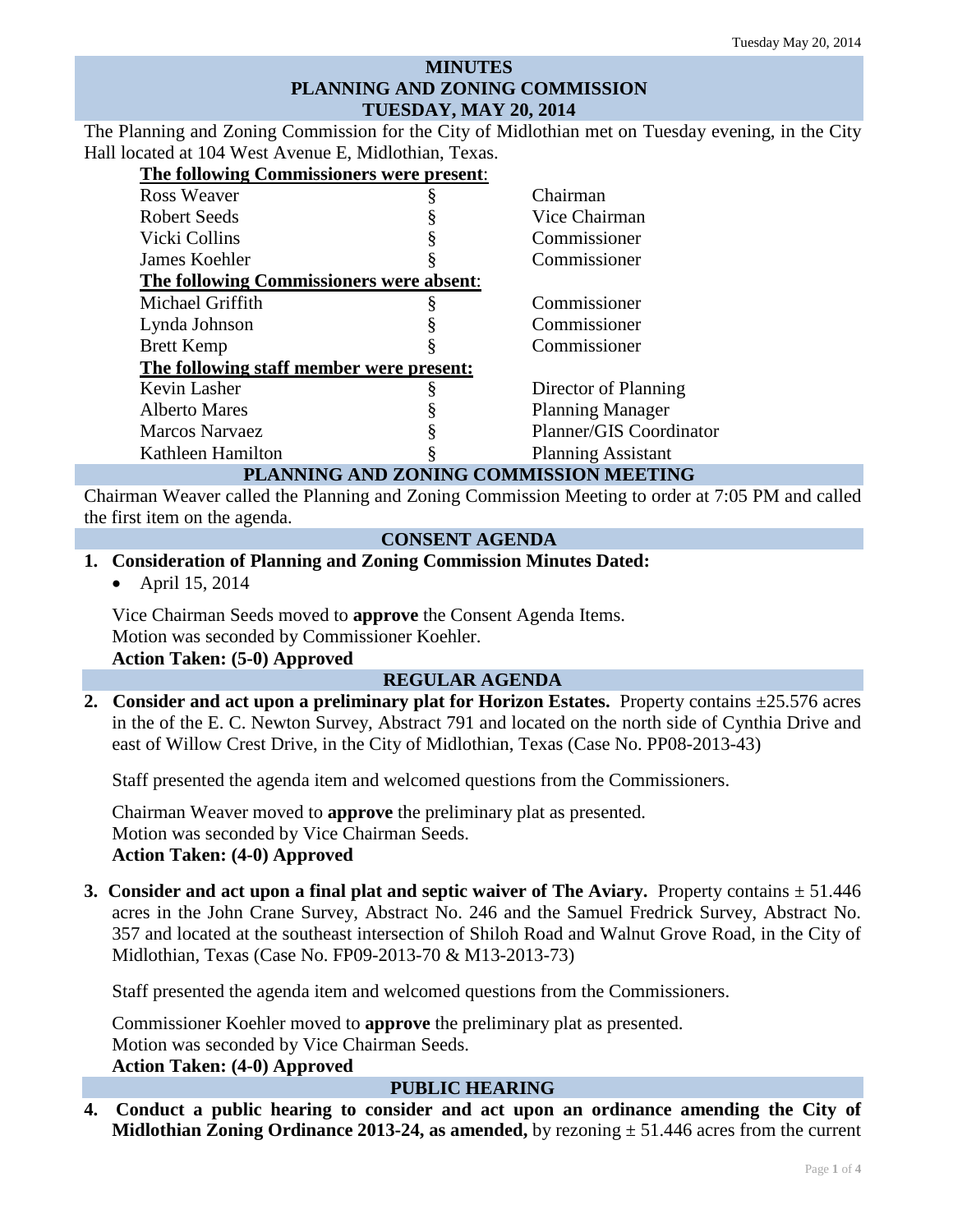# MINUTES
# PLANNING AND ZONING COMMISSION
# TUESDAY, MAY 20, 2014

The Planning and Zoning Commission for the City of Midlothian met on Tuesday evening, in the City Hall located at 104 West Avenue E, Midlothian, Texas.

| **The following Commissioners were present**: | | |
|---|---|---|
| Ross Weaver | § | Chairman |
| Robert Seeds | § | Vice Chairman |
| Vicki Collins | § | Commissioner |
| James Koehler | § | Commissioner |
| **The following Commissioners were absent**: | | |
| Michael Griffith | § | Commissioner |
| Lynda Johnson | § | Commissioner |
| Brett Kemp | § | Commissioner |
| **The following staff member were present:** | | |
| Kevin Lasher | § | Director of Planning |
| Alberto Mares | § | Planning Manager |
| Marcos Narvaez | § | Planner/GIS Coordinator |
| Kathleen Hamilton | § | Planning Assistant |

## PLANNING AND ZONING COMMISSION MEETING

Chairman Weaver called the Planning and Zoning Commission Meeting to order at 7:05 PM and called the first item on the agenda.

## CONSENT AGENDA

1. **Consideration of Planning and Zoning Commission Minutes Dated:**
   - April 15, 2014

   Vice Chairman Seeds moved to **approve** the Consent Agenda Items.
   Motion was seconded by Commissioner Koehler.
   **Action Taken: (5-0) Approved**

## REGULAR AGENDA

2. **Consider and act upon a preliminary plat for Horizon Estates.** Property contains ±25.576 acres in the of the E. C. Newton Survey, Abstract 791 and located on the north side of Cynthia Drive and east of Willow Crest Drive, in the City of Midlothian, Texas (Case No. PP08-2013-43)

   Staff presented the agenda item and welcomed questions from the Commissioners.

   Chairman Weaver moved to **approve** the preliminary plat as presented.
   Motion was seconded by Vice Chairman Seeds.
   **Action Taken: (4-0) Approved**

3. **Consider and act upon a final plat and septic waiver of The Aviary.** Property contains ± 51.446 acres in the John Crane Survey, Abstract No. 246 and the Samuel Fredrick Survey, Abstract No. 357 and located at the southeast intersection of Shiloh Road and Walnut Grove Road, in the City of Midlothian, Texas (Case No. FP09-2013-70 & M13-2013-73)

   Staff presented the agenda item and welcomed questions from the Commissioners.

   Commissioner Koehler moved to **approve** the preliminary plat as presented.
   Motion was seconded by Vice Chairman Seeds.
   **Action Taken: (4-0) Approved**

## PUBLIC HEARING

4. **Conduct a public hearing to consider and act upon an ordinance amending the City of Midlothian Zoning Ordinance 2013-24, as amended,** by rezoning ± 51.446 acres from the current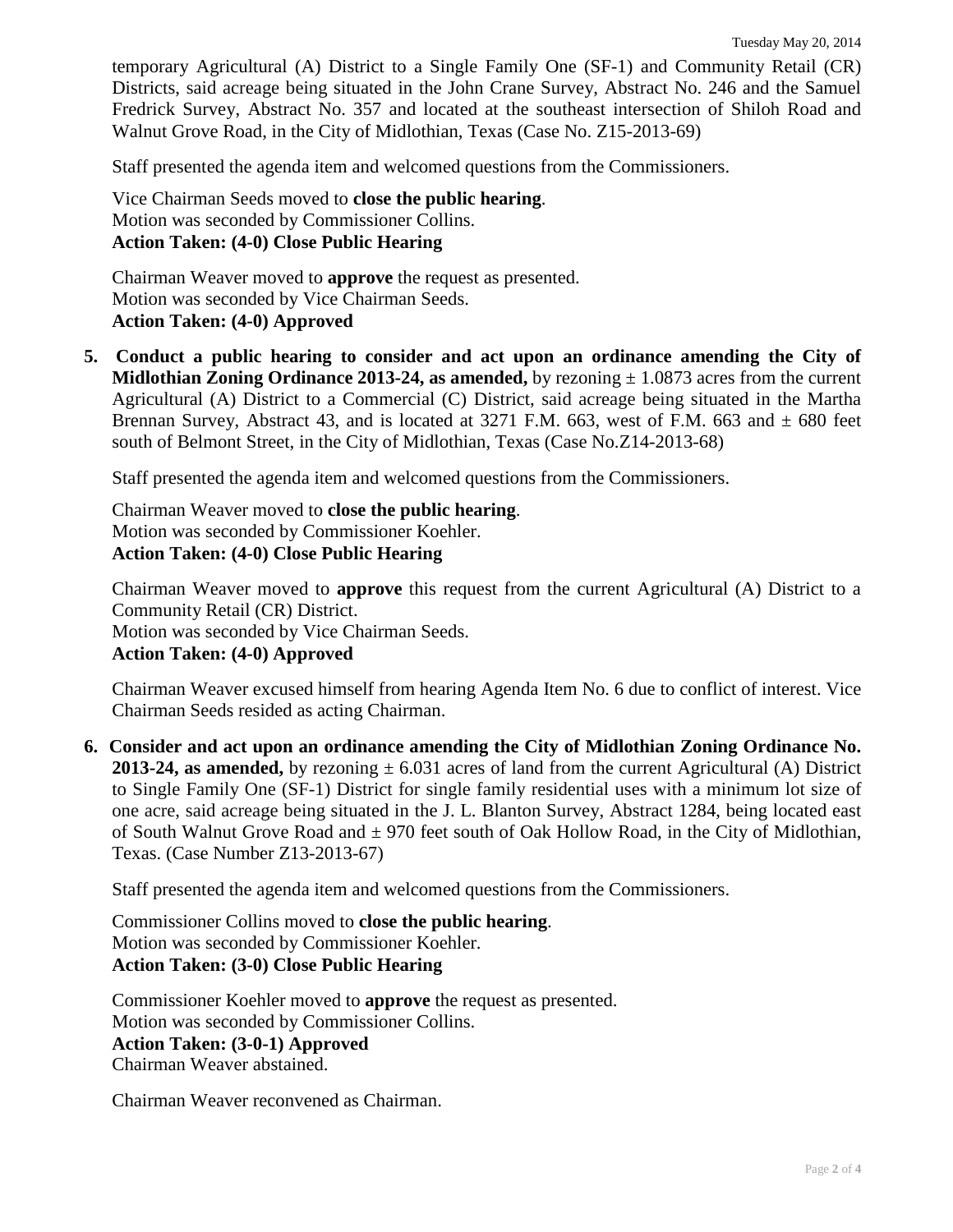temporary Agricultural (A) District to a Single Family One (SF-1) and Community Retail (CR) Districts, said acreage being situated in the John Crane Survey, Abstract No. 246 and the Samuel Fredrick Survey, Abstract No. 357 and located at the southeast intersection of Shiloh Road and Walnut Grove Road, in the City of Midlothian, Texas (Case No. Z15-2013-69)

Staff presented the agenda item and welcomed questions from the Commissioners.

Vice Chairman Seeds moved to **close the public hearing**.
Motion was seconded by Commissioner Collins.
**Action Taken: (4-0) Close Public Hearing**

Chairman Weaver moved to **approve** the request as presented.
Motion was seconded by Vice Chairman Seeds.
**Action Taken: (4-0) Approved**

**5. Conduct a public hearing to consider and act upon an ordinance amending the City of Midlothian Zoning Ordinance 2013-24, as amended,** by rezoning ± 1.0873 acres from the current Agricultural (A) District to a Commercial (C) District, said acreage being situated in the Martha Brennan Survey, Abstract 43, and is located at 3271 F.M. 663, west of F.M. 663 and ± 680 feet south of Belmont Street, in the City of Midlothian, Texas (Case No.Z14-2013-68)

Staff presented the agenda item and welcomed questions from the Commissioners.

Chairman Weaver moved to **close the public hearing**.
Motion was seconded by Commissioner Koehler.
**Action Taken: (4-0) Close Public Hearing**

Chairman Weaver moved to **approve** this request from the current Agricultural (A) District to a Community Retail (CR) District.
Motion was seconded by Vice Chairman Seeds.
**Action Taken: (4-0) Approved**

Chairman Weaver excused himself from hearing Agenda Item No. 6 due to conflict of interest. Vice Chairman Seeds resided as acting Chairman.

**6. Consider and act upon an ordinance amending the City of Midlothian Zoning Ordinance No. 2013-24, as amended,** by rezoning ± 6.031 acres of land from the current Agricultural (A) District to Single Family One (SF-1) District for single family residential uses with a minimum lot size of one acre, said acreage being situated in the J. L. Blanton Survey, Abstract 1284, being located east of South Walnut Grove Road and ± 970 feet south of Oak Hollow Road, in the City of Midlothian, Texas. (Case Number Z13-2013-67)

Staff presented the agenda item and welcomed questions from the Commissioners.

Commissioner Collins moved to **close the public hearing**.
Motion was seconded by Commissioner Koehler.
**Action Taken: (3-0) Close Public Hearing**

Commissioner Koehler moved to **approve** the request as presented.
Motion was seconded by Commissioner Collins.
**Action Taken: (3-0-1) Approved**
Chairman Weaver abstained.

Chairman Weaver reconvened as Chairman.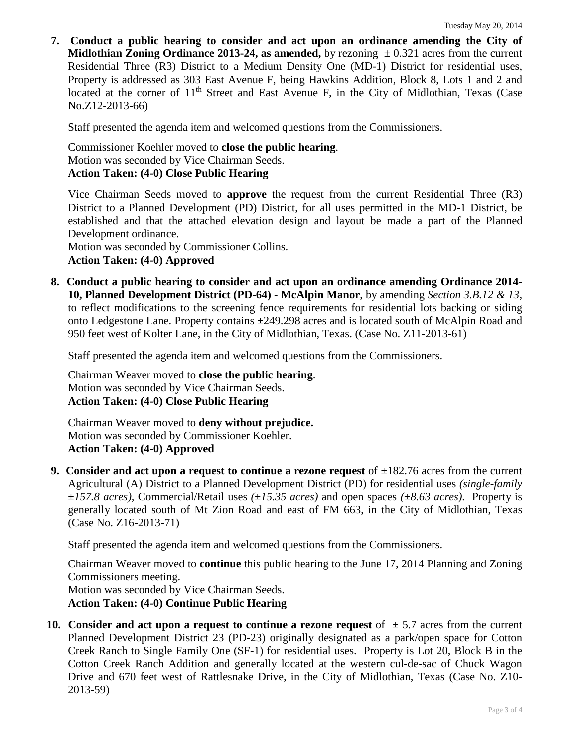7. **Conduct a public hearing to consider and act upon an ordinance amending the City of Midlothian Zoning Ordinance 2013-24, as amended,** by rezoning ± 0.321 acres from the current Residential Three (R3) District to a Medium Density One (MD-1) District for residential uses, Property is addressed as 303 East Avenue F, being Hawkins Addition, Block 8, Lots 1 and 2 and located at the corner of 11th Street and East Avenue F, in the City of Midlothian, Texas (Case No.Z12-2013-66)

   Staff presented the agenda item and welcomed questions from the Commissioners.

   Commissioner Koehler moved to **close the public hearing**.
   Motion was seconded by Vice Chairman Seeds.
   **Action Taken: (4-0) Close Public Hearing**

   Vice Chairman Seeds moved to **approve** the request from the current Residential Three (R3) District to a Planned Development (PD) District, for all uses permitted in the MD-1 District, be established and that the attached elevation design and layout be made a part of the Planned Development ordinance.
   Motion was seconded by Commissioner Collins.
   **Action Taken: (4-0) Approved**

8. **Conduct a public hearing to consider and act upon an ordinance amending Ordinance 2014-10, Planned Development District (PD-64) - McAlpin Manor**, by amending *Section 3.B.12 & 13*, to reflect modifications to the screening fence requirements for residential lots backing or siding onto Ledgestone Lane. Property contains ±249.298 acres and is located south of McAlpin Road and 950 feet west of Kolter Lane, in the City of Midlothian, Texas. (Case No. Z11-2013-61)

   Staff presented the agenda item and welcomed questions from the Commissioners.

   Chairman Weaver moved to **close the public hearing**.
   Motion was seconded by Vice Chairman Seeds.
   **Action Taken: (4-0) Close Public Hearing**

   Chairman Weaver moved to **deny without prejudice.**
   Motion was seconded by Commissioner Koehler.
   **Action Taken: (4-0) Approved**

9. **Consider and act upon a request to continue a rezone request** of ±182.76 acres from the current Agricultural (A) District to a Planned Development District (PD) for residential uses *(single-family ±157.8 acres)*, Commercial/Retail uses *(±15.35 acres)* and open spaces *(±8.63 acres)*. Property is generally located south of Mt Zion Road and east of FM 663, in the City of Midlothian, Texas (Case No. Z16-2013-71)

   Staff presented the agenda item and welcomed questions from the Commissioners.

   Chairman Weaver moved to **continue** this public hearing to the June 17, 2014 Planning and Zoning Commissioners meeting.
   Motion was seconded by Vice Chairman Seeds.
   **Action Taken: (4-0) Continue Public Hearing**

10. **Consider and act upon a request to continue a rezone request** of ± 5.7 acres from the current Planned Development District 23 (PD-23) originally designated as a park/open space for Cotton Creek Ranch to Single Family One (SF-1) for residential uses. Property is Lot 20, Block B in the Cotton Creek Ranch Addition and generally located at the western cul-de-sac of Chuck Wagon Drive and 670 feet west of Rattlesnake Drive, in the City of Midlothian, Texas (Case No. Z10-2013-59)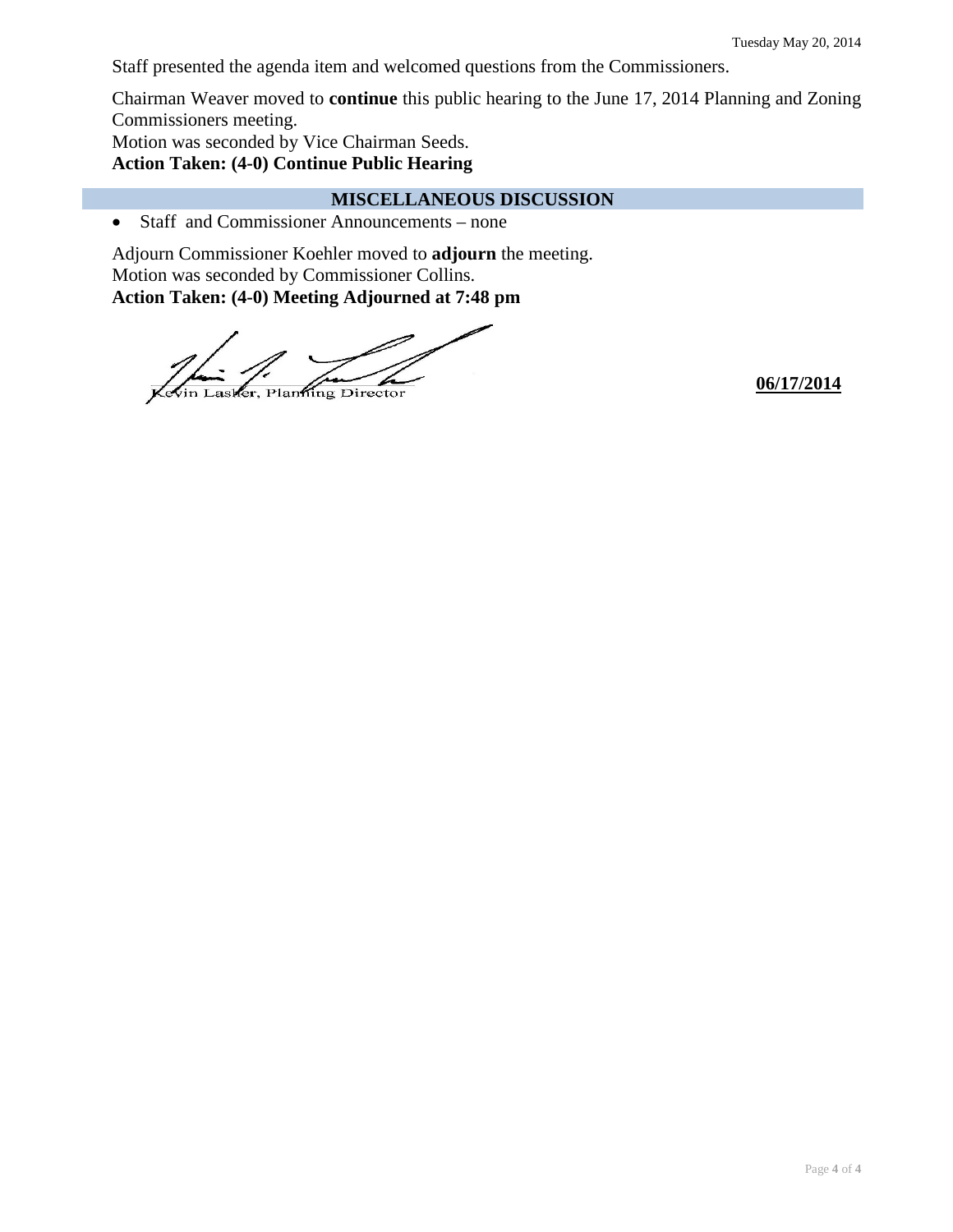Staff presented the agenda item and welcomed questions from the Commissioners.

Chairman Weaver moved to **continue** this public hearing to the June 17, 2014 Planning and Zoning Commissioners meeting.
Motion was seconded by Vice Chairman Seeds.
**Action Taken: (4-0) Continue Public Hearing**

## MISCELLANEOUS DISCUSSION

- Staff and Commissioner Announcements – none

Adjourn Commissioner Koehler moved to **adjourn** the meeting.
Motion was seconded by Commissioner Collins.
**Action Taken: (4-0) Meeting Adjourned at 7:48 pm**

Kevin Lasher, Planning Director

**06/17/2014**